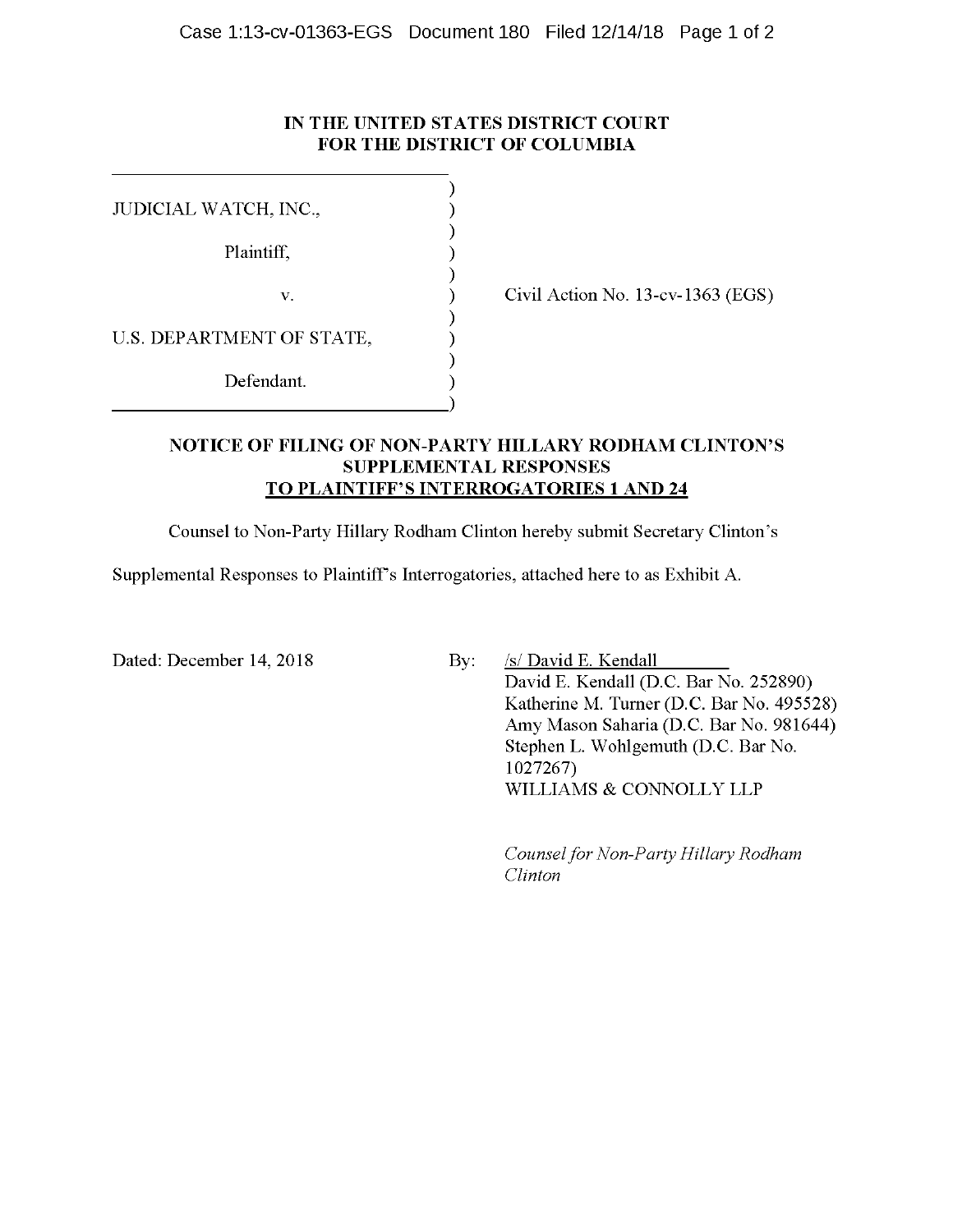IN THE UNITED STATES DISTRICT COURT
FOR THE DISTRICT OF COLUMBIA

| | | |
|---|---|---|
| JUDICIAL WATCH, INC., | ) | |
| Plaintiff, | ) | |
| v. | ) | Civil Action No. 13-cv-1363 (EGS) |
| U.S. DEPARTMENT OF STATE, | ) | |
| Defendant. | ) | |

**NOTICE OF FILING OF NON-PARTY HILLARY RODHAM CLINTON'S SUPPLEMENTAL RESPONSES TO PLAINTIFF'S INTERROGATORIES 1 AND 24**

Counsel to Non-Party Hillary Rodham Clinton hereby submit Secretary Clinton's Supplemental Responses to Plaintiff's Interrogatories, attached here to as Exhibit A.

Dated: December 14, 2018

By: /s/ David E. Kendall
David E. Kendall (D.C. Bar No. 252890)
Katherine M. Turner (D.C. Bar No. 495528)
Amy Mason Saharia (D.C. Bar No. 981644)
Stephen L. Wohlgemuth (D.C. Bar No. 1027267)
WILLIAMS & CONNOLLY LLP

*Counsel for Non-Party Hillary Rodham Clinton*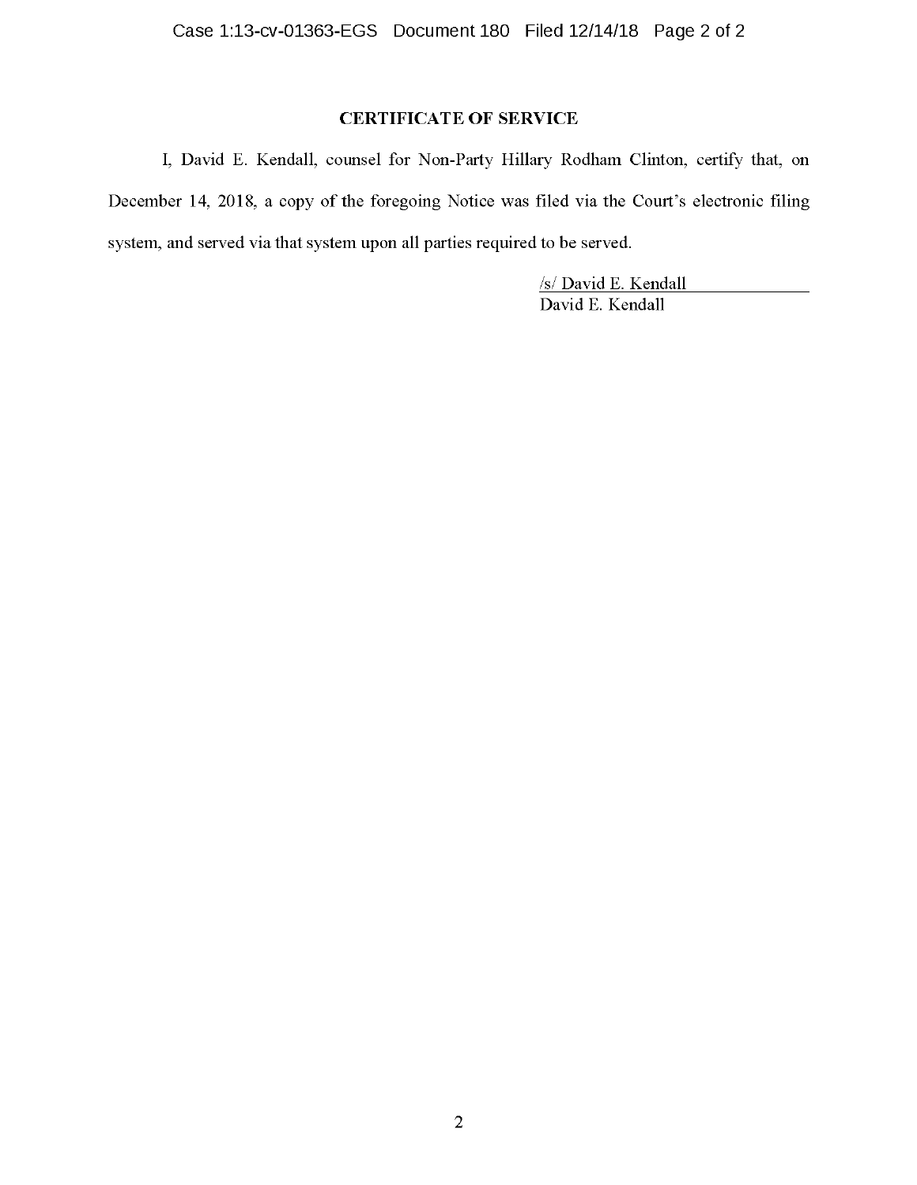## CERTIFICATE OF SERVICE

I, David E. Kendall, counsel for Non-Party Hillary Rodham Clinton, certify that, on December 14, 2018, a copy of the foregoing Notice was filed via the Court's electronic filing system, and served via that system upon all parties required to be served.

/s/ David E. Kendall
David E. Kendall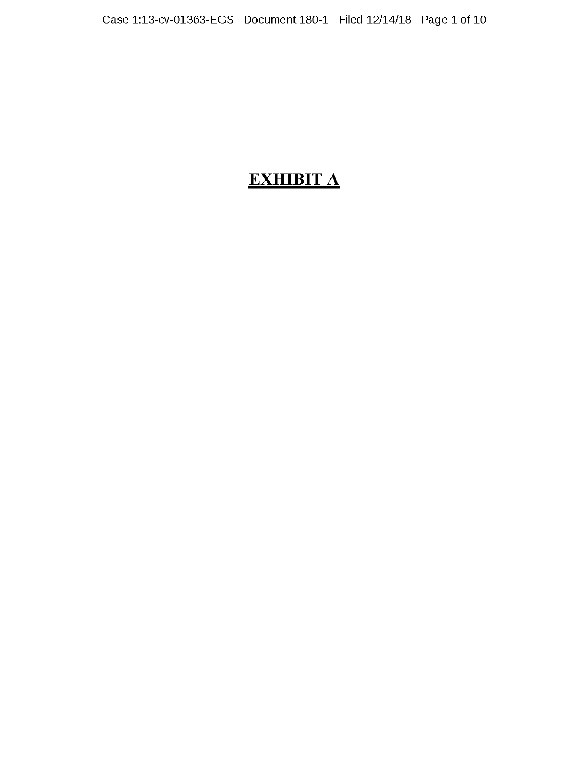# **EXHIBIT A**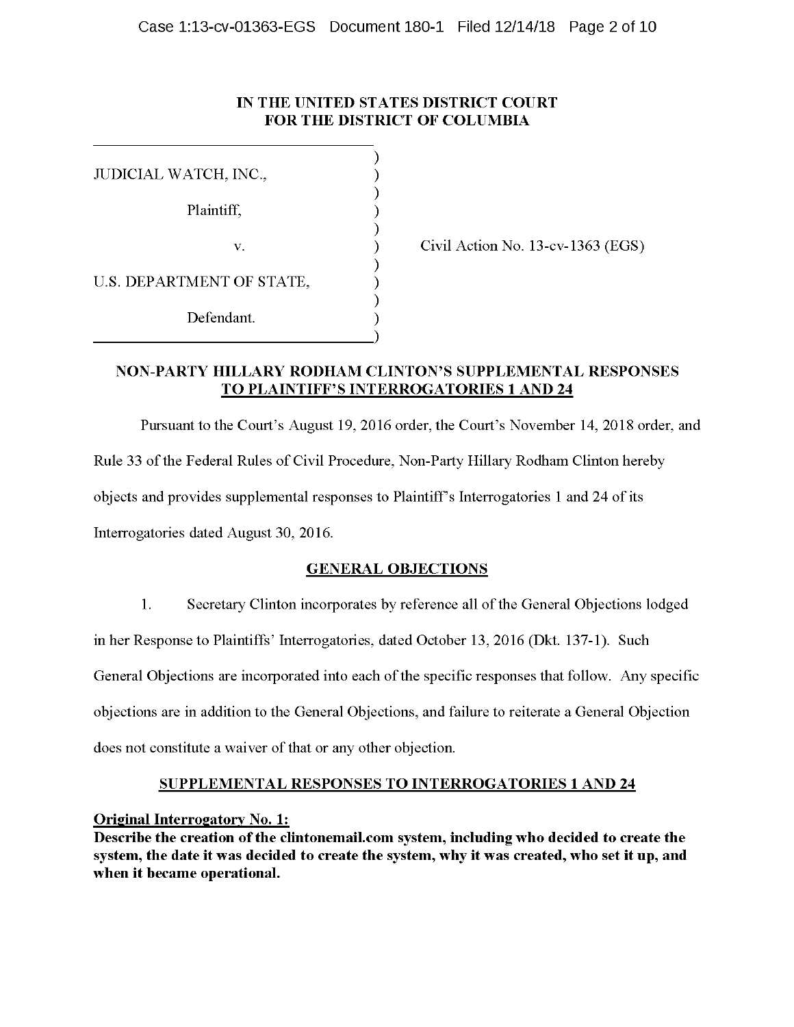IN THE UNITED STATES DISTRICT COURT
FOR THE DISTRICT OF COLUMBIA

JUDICIAL WATCH, INC.,

Plaintiff,

v.

U.S. DEPARTMENT OF STATE,

Defendant.

Civil Action No. 13-cv-1363 (EGS)

**NON-PARTY HILLARY RODHAM CLINTON'S SUPPLEMENTAL RESPONSES TO PLAINTIFF'S INTERROGATORIES 1 AND 24**

Pursuant to the Court's August 19, 2016 order, the Court's November 14, 2018 order, and Rule 33 of the Federal Rules of Civil Procedure, Non-Party Hillary Rodham Clinton hereby objects and provides supplemental responses to Plaintiff's Interrogatories 1 and 24 of its Interrogatories dated August 30, 2016.

**GENERAL OBJECTIONS**

1. Secretary Clinton incorporates by reference all of the General Objections lodged in her Response to Plaintiffs' Interrogatories, dated October 13, 2016 (Dkt. 137-1). Such General Objections are incorporated into each of the specific responses that follow. Any specific objections are in addition to the General Objections, and failure to reiterate a General Objection does not constitute a waiver of that or any other objection.

**SUPPLEMENTAL RESPONSES TO INTERROGATORIES 1 AND 24**

**Original Interrogatory No. 1:**

**Describe the creation of the clintonemail.com system, including who decided to create the system, the date it was decided to create the system, why it was created, who set it up, and when it became operational.**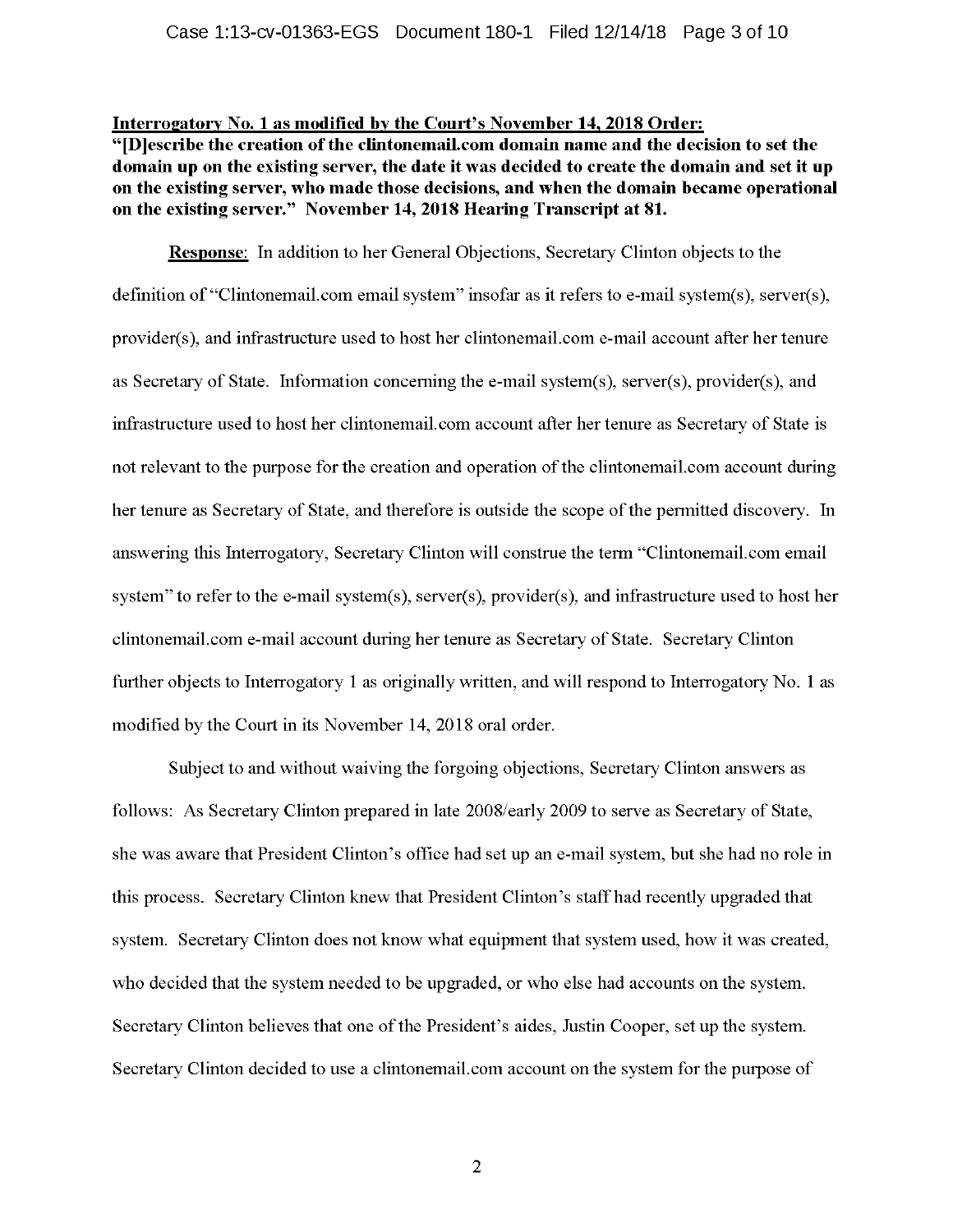**Interrogatory No. 1 as modified by the Court's November 14, 2018 Order:**
**"[D]escribe the creation of the clintonemail.com domain name and the decision to set the domain up on the existing server, the date it was decided to create the domain and set it up on the existing server, who made those decisions, and when the domain became operational on the existing server." November 14, 2018 Hearing Transcript at 81.**

**Response**: In addition to her General Objections, Secretary Clinton objects to the definition of "Clintonemail.com email system" insofar as it refers to e-mail system(s), server(s), provider(s), and infrastructure used to host her clintonemail.com e-mail account after her tenure as Secretary of State. Information concerning the e-mail system(s), server(s), provider(s), and infrastructure used to host her clintonemail.com account after her tenure as Secretary of State is not relevant to the purpose for the creation and operation of the clintonemail.com account during her tenure as Secretary of State, and therefore is outside the scope of the permitted discovery. In answering this Interrogatory, Secretary Clinton will construe the term "Clintonemail.com email system" to refer to the e-mail system(s), server(s), provider(s), and infrastructure used to host her clintonemail.com e-mail account during her tenure as Secretary of State. Secretary Clinton further objects to Interrogatory 1 as originally written, and will respond to Interrogatory No. 1 as modified by the Court in its November 14, 2018 oral order.

Subject to and without waiving the forgoing objections, Secretary Clinton answers as follows: As Secretary Clinton prepared in late 2008/early 2009 to serve as Secretary of State, she was aware that President Clinton's office had set up an e-mail system, but she had no role in this process. Secretary Clinton knew that President Clinton's staff had recently upgraded that system. Secretary Clinton does not know what equipment that system used, how it was created, who decided that the system needed to be upgraded, or who else had accounts on the system. Secretary Clinton believes that one of the President's aides, Justin Cooper, set up the system. Secretary Clinton decided to use a clintonemail.com account on the system for the purpose of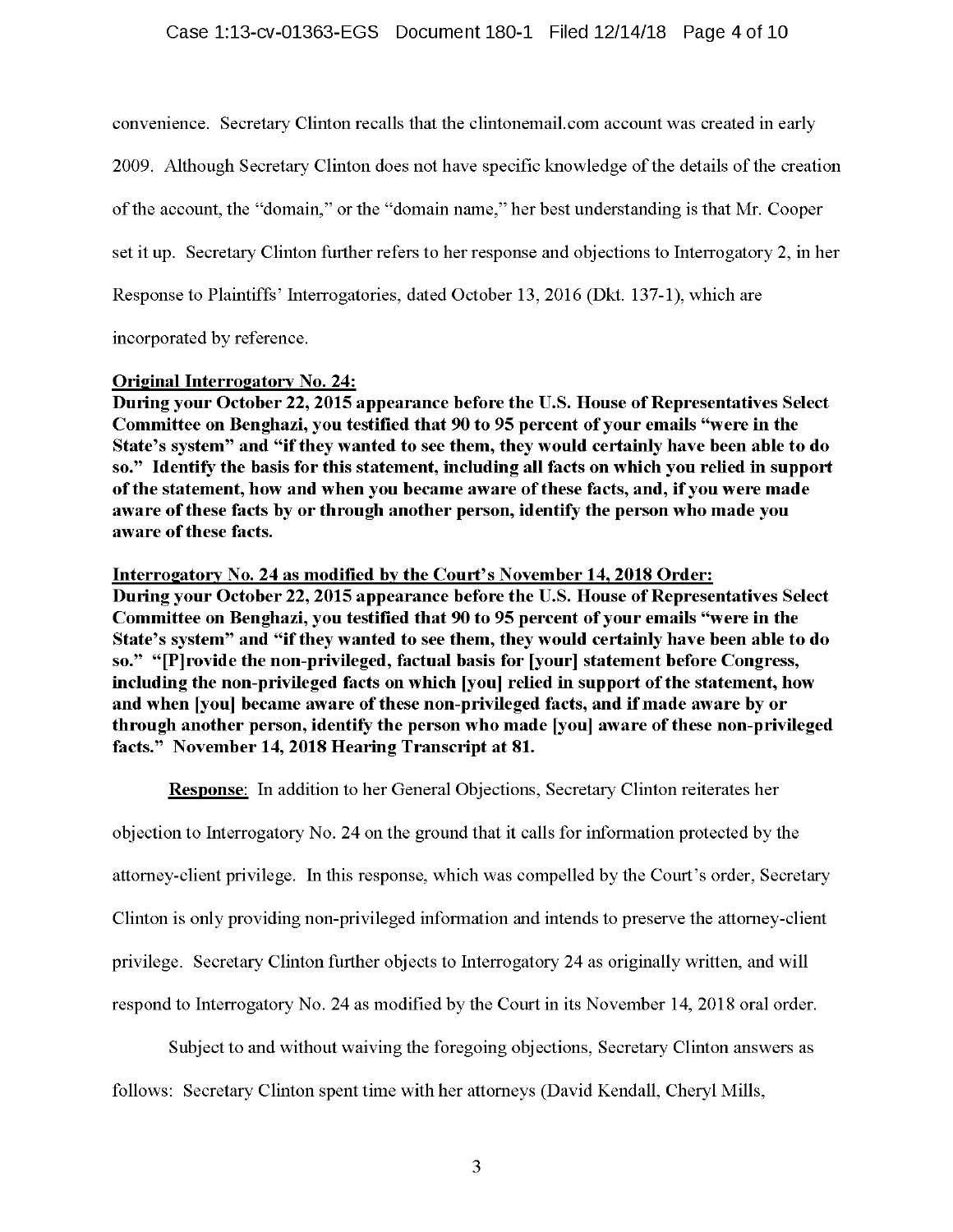convenience. Secretary Clinton recalls that the clintonemail.com account was created in early 2009. Although Secretary Clinton does not have specific knowledge of the details of the creation of the account, the "domain," or the "domain name," her best understanding is that Mr. Cooper set it up. Secretary Clinton further refers to her response and objections to Interrogatory 2, in her Response to Plaintiffs' Interrogatories, dated October 13, 2016 (Dkt. 137-1), which are incorporated by reference.

**Original Interrogatory No. 24:**
**During your October 22, 2015 appearance before the U.S. House of Representatives Select Committee on Benghazi, you testified that 90 to 95 percent of your emails "were in the State's system" and "if they wanted to see them, they would certainly have been able to do so." Identify the basis for this statement, including all facts on which you relied in support of the statement, how and when you became aware of these facts, and, if you were made aware of these facts by or through another person, identify the person who made you aware of these facts.**

**Interrogatory No. 24 as modified by the Court's November 14, 2018 Order:**
**During your October 22, 2015 appearance before the U.S. House of Representatives Select Committee on Benghazi, you testified that 90 to 95 percent of your emails "were in the State's system" and "if they wanted to see them, they would certainly have been able to do so." "[P]rovide the non-privileged, factual basis for [your] statement before Congress, including the non-privileged facts on which [you] relied in support of the statement, how and when [you] became aware of these non-privileged facts, and if made aware by or through another person, identify the person who made [you] aware of these non-privileged facts." November 14, 2018 Hearing Transcript at 81.**

**Response**: In addition to her General Objections, Secretary Clinton reiterates her objection to Interrogatory No. 24 on the ground that it calls for information protected by the attorney-client privilege. In this response, which was compelled by the Court's order, Secretary Clinton is only providing non-privileged information and intends to preserve the attorney-client privilege. Secretary Clinton further objects to Interrogatory 24 as originally written, and will respond to Interrogatory No. 24 as modified by the Court in its November 14, 2018 oral order.

Subject to and without waiving the foregoing objections, Secretary Clinton answers as follows: Secretary Clinton spent time with her attorneys (David Kendall, Cheryl Mills,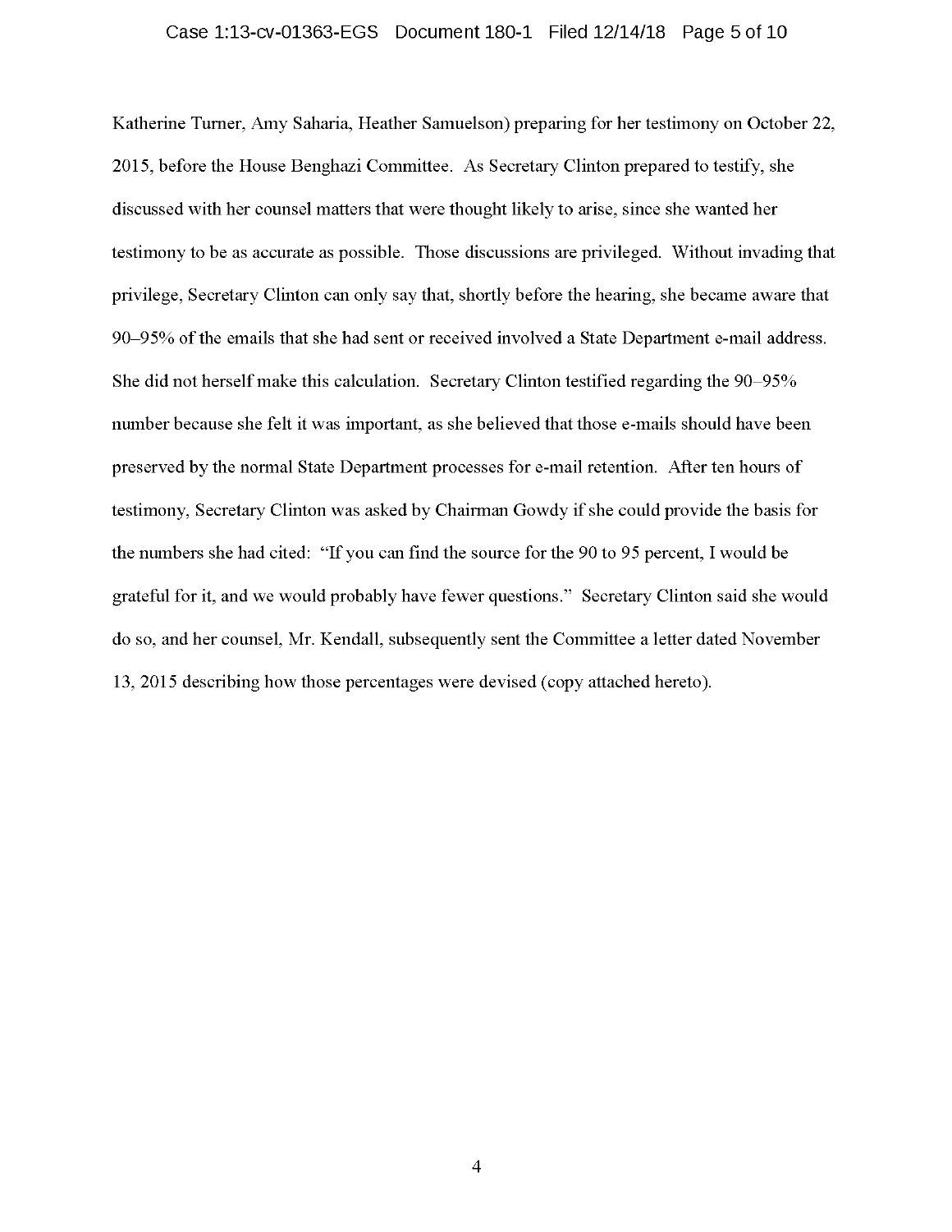Katherine Turner, Amy Saharia, Heather Samuelson) preparing for her testimony on October 22, 2015, before the House Benghazi Committee. As Secretary Clinton prepared to testify, she discussed with her counsel matters that were thought likely to arise, since she wanted her testimony to be as accurate as possible. Those discussions are privileged. Without invading that privilege, Secretary Clinton can only say that, shortly before the hearing, she became aware that 90–95% of the emails that she had sent or received involved a State Department e-mail address. She did not herself make this calculation. Secretary Clinton testified regarding the 90–95% number because she felt it was important, as she believed that those e-mails should have been preserved by the normal State Department processes for e-mail retention. After ten hours of testimony, Secretary Clinton was asked by Chairman Gowdy if she could provide the basis for the numbers she had cited: "If you can find the source for the 90 to 95 percent, I would be grateful for it, and we would probably have fewer questions." Secretary Clinton said she would do so, and her counsel, Mr. Kendall, subsequently sent the Committee a letter dated November 13, 2015 describing how those percentages were devised (copy attached hereto).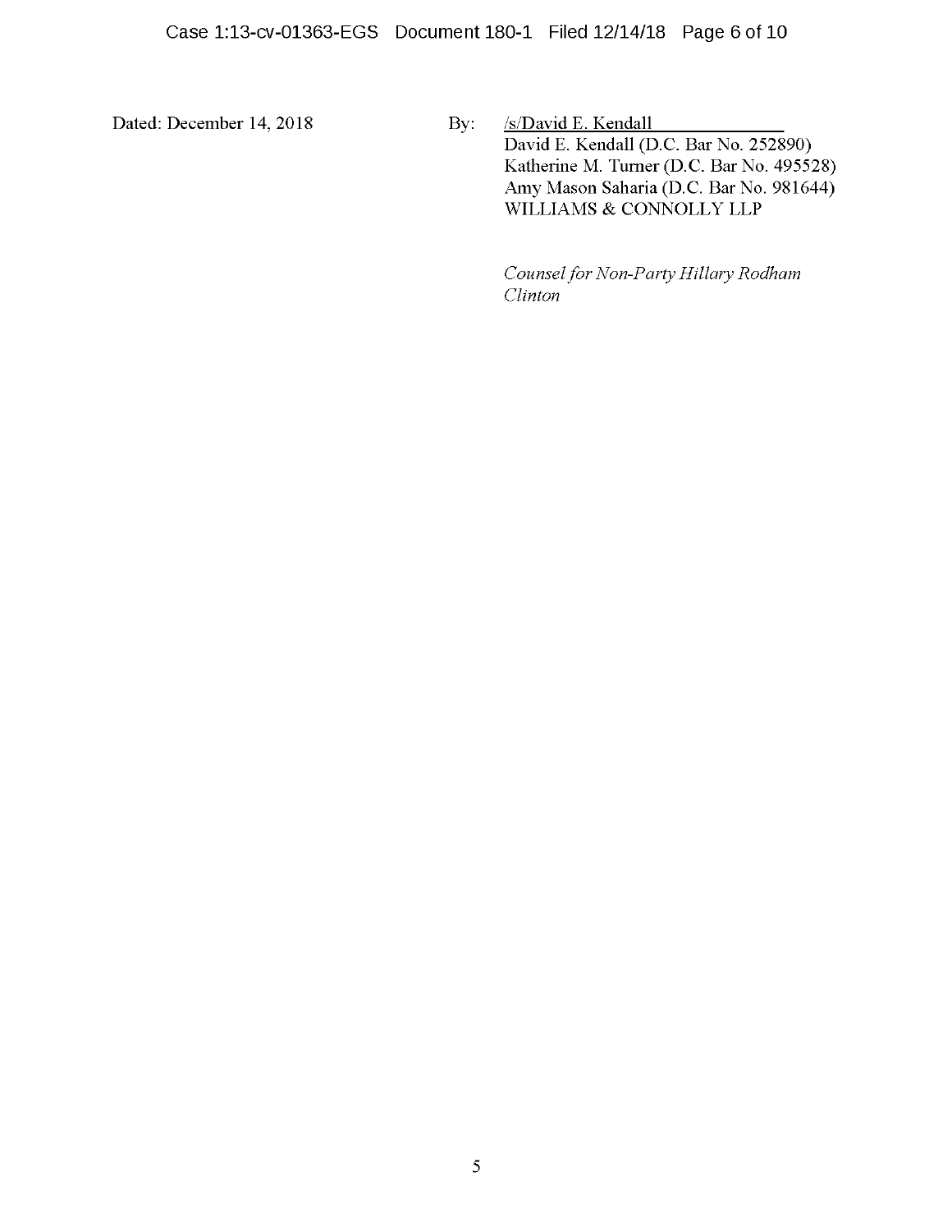Dated: December 14, 2018

By: /s/David E. Kendall

David E. Kendall (D.C. Bar No. 252890)
Katherine M. Turner (D.C. Bar No. 495528)
Amy Mason Saharia (D.C. Bar No. 981644)
WILLIAMS & CONNOLLY LLP

*Counsel for Non-Party Hillary Rodham Clinton*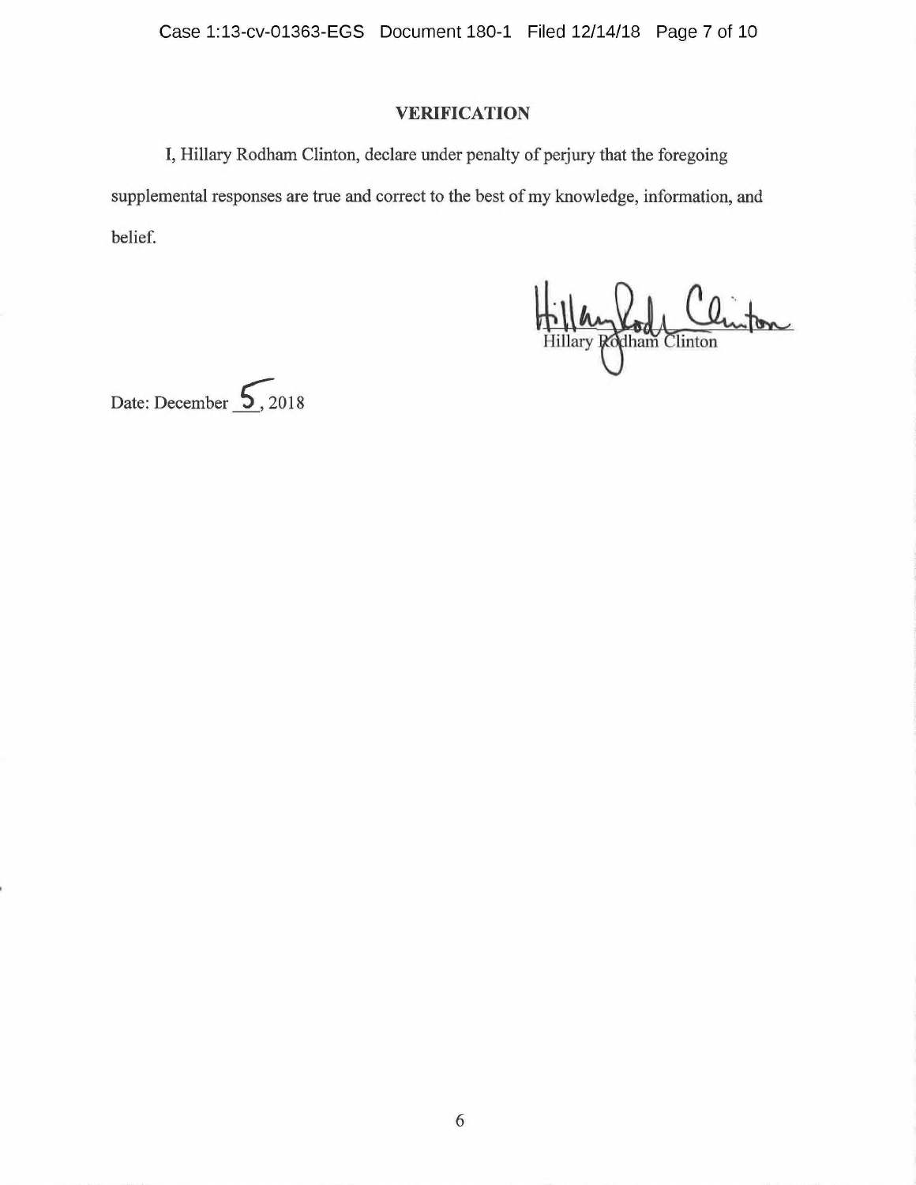## VERIFICATION

I, Hillary Rodham Clinton, declare under penalty of perjury that the foregoing supplemental responses are true and correct to the best of my knowledge, information, and belief.

Hillary Rodham Clinton

Date: December 5, 2018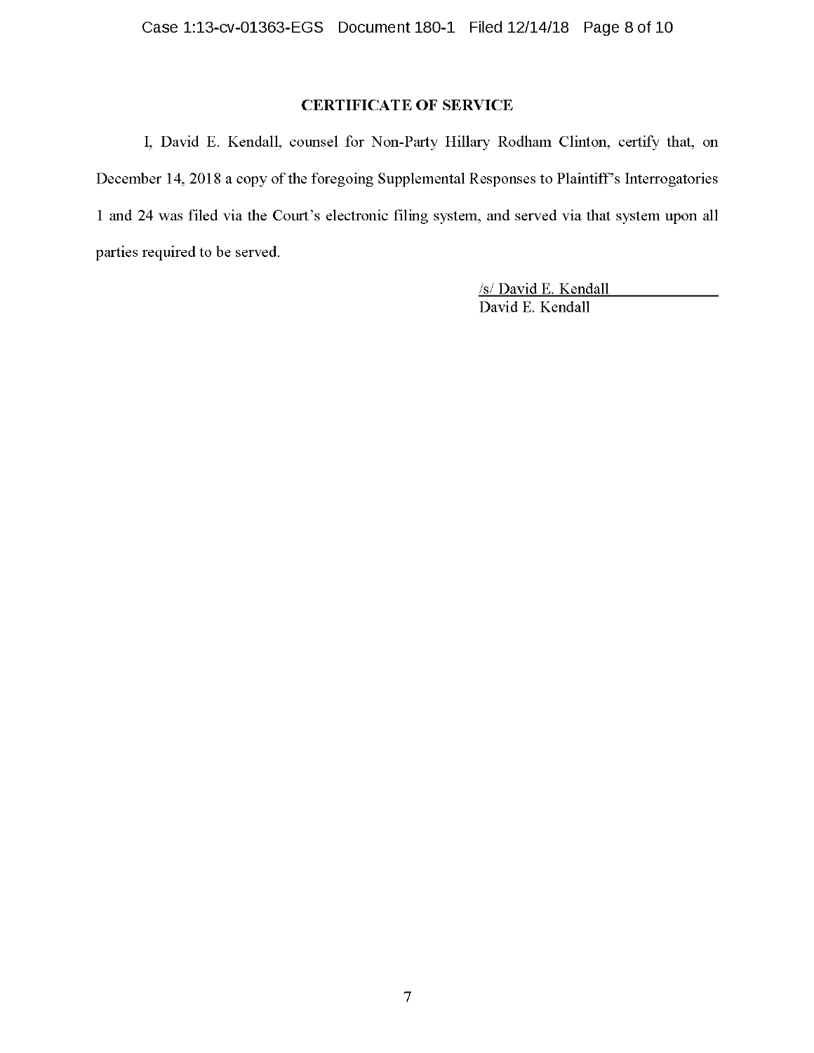## CERTIFICATE OF SERVICE

I, David E. Kendall, counsel for Non-Party Hillary Rodham Clinton, certify that, on December 14, 2018 a copy of the foregoing Supplemental Responses to Plaintiff's Interrogatories 1 and 24 was filed via the Court's electronic filing system, and served via that system upon all parties required to be served.

/s/ David E. Kendall
David E. Kendall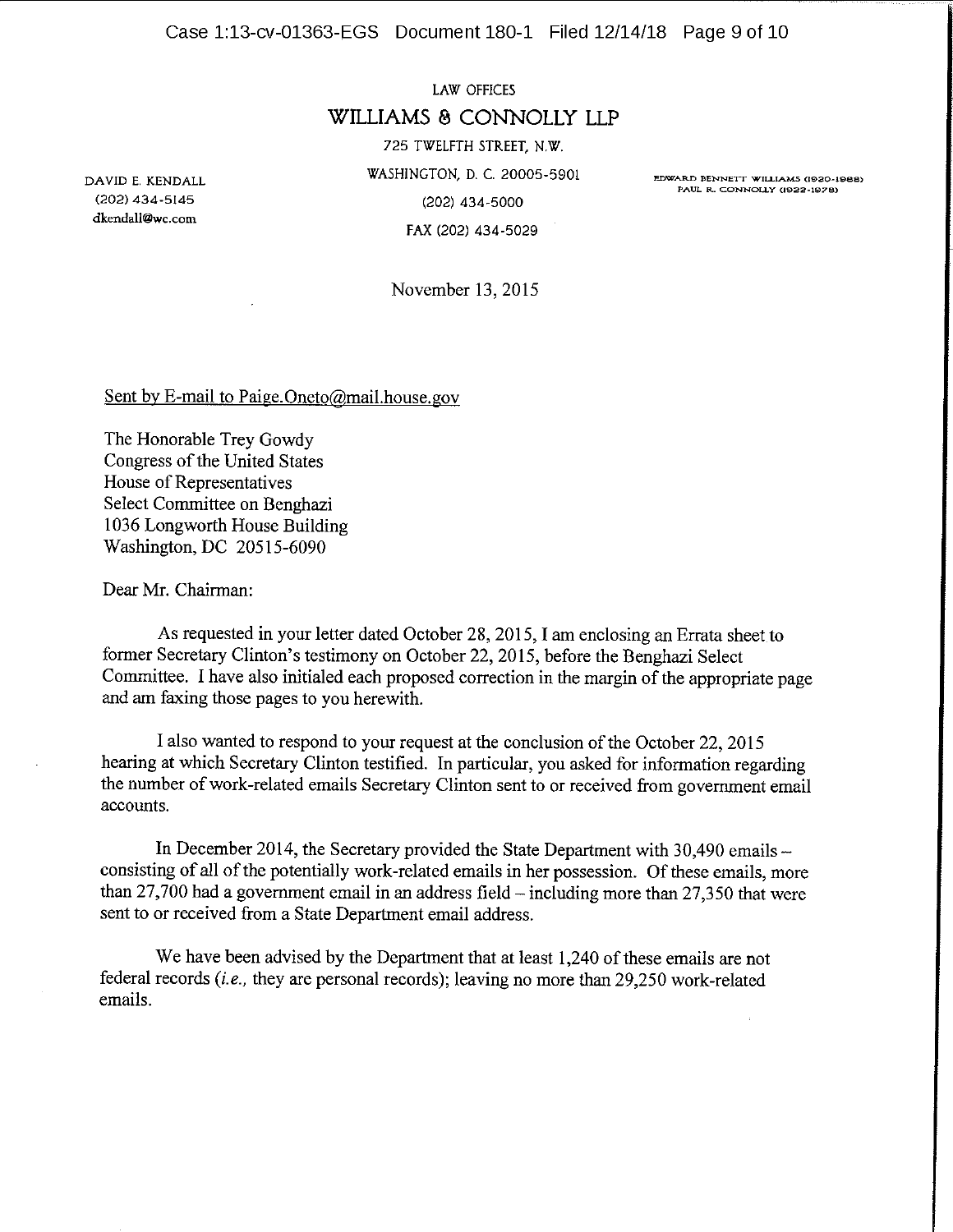LAW OFFICES

**WILLIAMS & CONNOLLY LLP**

725 TWELFTH STREET, N.W.

WASHINGTON, D. C. 20005-5901

(202) 434-5000

FAX (202) 434-5029

DAVID E. KENDALL
(202) 434-5145
dkendall@wc.com

EDWARD BENNETT WILLIAMS (1920-1988)
PAUL R. CONNOLLY (1922-1978)

November 13, 2015

Sent by E-mail to Paige.Oneto@mail.house.gov

The Honorable Trey Gowdy
Congress of the United States
House of Representatives
Select Committee on Benghazi
1036 Longworth House Building
Washington, DC 20515-6090

Dear Mr. Chairman:

As requested in your letter dated October 28, 2015, I am enclosing an Errata sheet to former Secretary Clinton's testimony on October 22, 2015, before the Benghazi Select Committee. I have also initialed each proposed correction in the margin of the appropriate page and am faxing those pages to you herewith.

I also wanted to respond to your request at the conclusion of the October 22, 2015 hearing at which Secretary Clinton testified. In particular, you asked for information regarding the number of work-related emails Secretary Clinton sent to or received from government email accounts.

In December 2014, the Secretary provided the State Department with 30,490 emails – consisting of all of the potentially work-related emails in her possession. Of these emails, more than 27,700 had a government email in an address field – including more than 27,350 that were sent to or received from a State Department email address.

We have been advised by the Department that at least 1,240 of these emails are not federal records (*i.e.,* they are personal records); leaving no more than 29,250 work-related emails.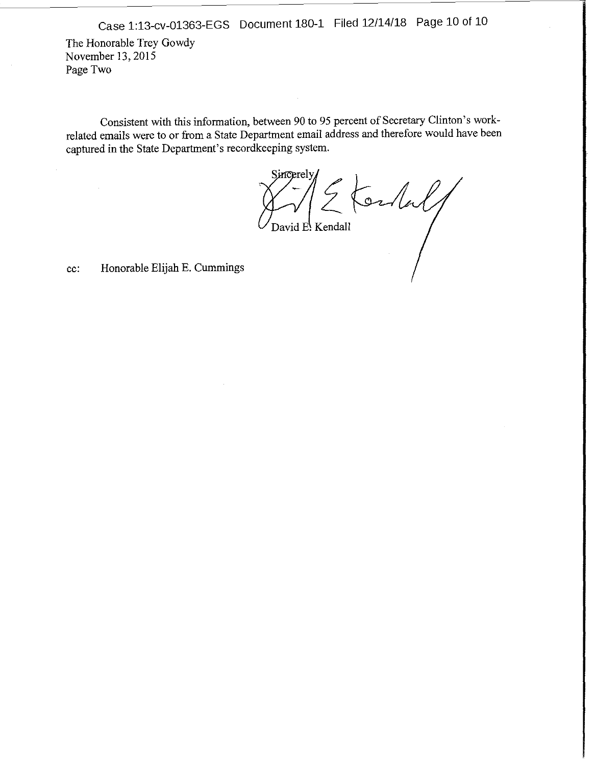The Honorable Trey Gowdy
November 13, 2015
Page Two

Consistent with this information, between 90 to 95 percent of Secretary Clinton's work-related emails were to or from a State Department email address and therefore would have been captured in the State Department's recordkeeping system.

Sincerely,

David E. Kendall

cc: Honorable Elijah E. Cummings